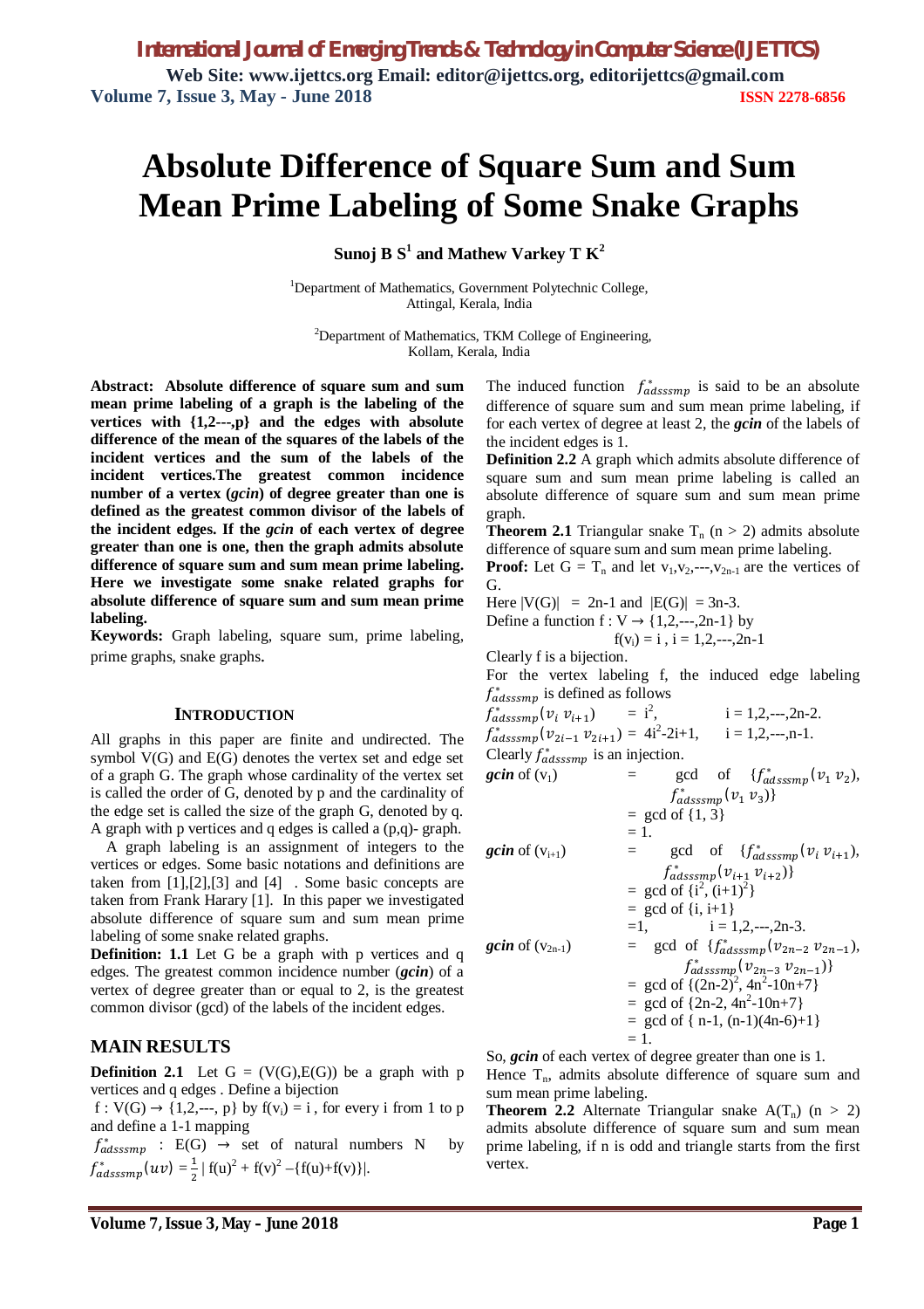# Absolute Difference of Square Sum and Sum Mean Prime Labeling of Some Snake Graphs

**Sunoj B S[1] and Mathew Varkey T K[2]**

[1]Department of Mathematics, Government Polytechnic College, Attingal, Kerala, India

[2]Department of Mathematics, TKM College of Engineering, Kollam, Kerala, India

**Abstract: Absolute difference of square sum and sum mean prime labeling of a graph is the labeling of the vertices with {1,2---,p} and the edges with absolute difference of the mean of the squares of the labels of the incident vertices and the sum of the labels of the incident vertices.The greatest common incidence number of a vertex (*gcin*) of degree greater than one is defined as the greatest common divisor of the labels of the incident edges. If the *gcin* of each vertex of degree greater than one is one, then the graph admits absolute difference of square sum and sum mean prime labeling. Here we investigate some snake related graphs for absolute difference of square sum and sum mean prime labeling.**

**Keywords:** Graph labeling, square sum, prime labeling, prime graphs, snake graphs.

## INTRODUCTION

All graphs in this paper are finite and undirected. The symbol V(G) and E(G) denotes the vertex set and edge set of a graph G. The graph whose cardinality of the vertex set is called the order of G, denoted by p and the cardinality of the edge set is called the size of the graph G, denoted by q. A graph with p vertices and q edges is called a (p,q)- graph.

A graph labeling is an assignment of integers to the vertices or edges. Some basic notations and definitions are taken from [1],[2],[3] and [4] . Some basic concepts are taken from Frank Harary [1]. In this paper we investigated absolute difference of square sum and sum mean prime labeling of some snake related graphs.

**Definition: 1.1** Let G be a graph with p vertices and q edges. The greatest common incidence number (*gcin*) of a vertex of degree greater than or equal to 2, is the greatest common divisor (gcd) of the labels of the incident edges.

## MAIN RESULTS

**Definition 2.1** Let G = (V(G),E(G)) be a graph with p vertices and q edges . Define a bijection

f : V(G) → {1,2,---, p} by $f(v_i) = i$ , for every i from 1 to p and define a 1-1 mapping

$f^*_{adsssmp}$ : E(G) → set of natural numbers N by $f^*_{adsssmp}(uv) = \frac{1}{2}\,|\, f(u)^2 + f(v)^2 - \{f(u)+f(v)\}|$.

The induced function $f^*_{adsssmp}$ is said to be an absolute difference of square sum and sum mean prime labeling, if for each vertex of degree at least 2, the *gcin* of the labels of the incident edges is 1.

**Definition 2.2** A graph which admits absolute difference of square sum and sum mean prime labeling is called an absolute difference of square sum and sum mean prime graph.

**Theorem 2.1** Triangular snake $T_n$ (n > 2) admits absolute difference of square sum and sum mean prime labeling.

**Proof:** Let G = $T_n$ and let $v_1,v_2,---,v_{2n-1}$ are the vertices of G.

Here |V(G)| = 2n-1 and |E(G)| = 3n-3.

Define a function f : V → {1,2,---,2n-1} by

$$f(v_i) = i \,,\; i = 1,2,---,2n-1$$

Clearly f is a bijection.

For the vertex labeling f, the induced edge labeling $f^*_{adsssmp}$ is defined as follows

$f^*_{adsssmp}(v_i\, v_{i+1}) = i^2$, i = 1,2,---,2n-2.

$f^*_{adsssmp}(v_{2i-1}\, v_{2i+1}) = 4i^2-2i+1$, i = 1,2,---,n-1.

Clearly $f^*_{adsssmp}$ is an injection.

*gcin* of ($v_1$) = gcd of $\{f^*_{adsssmp}(v_1\, v_2), f^*_{adsssmp}(v_1\, v_3)\}$
= gcd of {1, 3}
= 1.

*gcin* of ($v_{i+1}$) = gcd of $\{f^*_{adsssmp}(v_i\, v_{i+1}), f^*_{adsssmp}(v_{i+1}\, v_{i+2})\}$
= gcd of $\{i^2, (i+1)^2\}$
= gcd of {i, i+1}
=1, i = 1,2,---,2n-3.

*gcin* of ($v_{2n-1}$) = gcd of $\{f^*_{adsssmp}(v_{2n-2}\, v_{2n-1}), f^*_{adsssmp}(v_{2n-3}\, v_{2n-1})\}$
= gcd of $\{(2n-2)^2, 4n^2-10n+7\}$
= gcd of $\{2n-2, 4n^2-10n+7\}$
= gcd of { n-1, (n-1)(4n-6)+1}
= 1.

So, *gcin* of each vertex of degree greater than one is 1.

Hence $T_n$, admits absolute difference of square sum and sum mean prime labeling.

**Theorem 2.2** Alternate Triangular snake $A(T_n)$ (n > 2) admits absolute difference of square sum and sum mean prime labeling, if n is odd and triangle starts from the first vertex.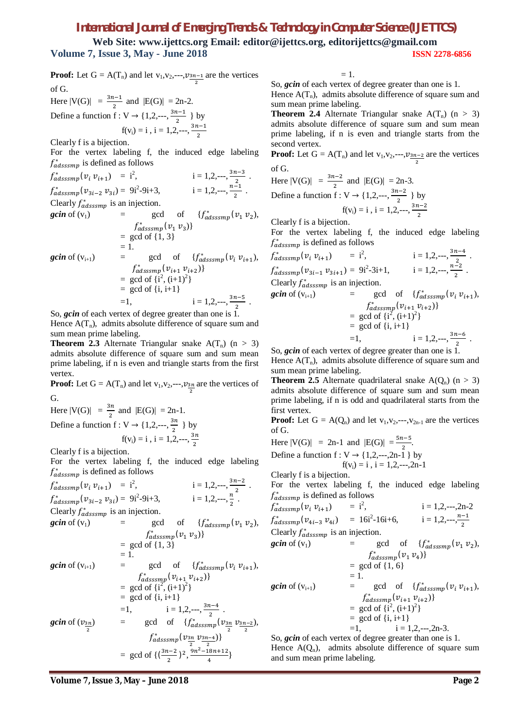**Proof:** Let G = A($T_n$) and let $v_1,v_2,\text{---},v_{\frac{3n-1}{2}}$ are the vertices of G.

Here $|V(G)| = \frac{3n-1}{2}$ and $|E(G)| = 2n-2$.

Define a function $f : V \rightarrow \{1,2,\text{---},\frac{3n-1}{2}\}$ by

$$f(v_i) = i \;,\; i = 1,2,\text{---},\frac{3n-1}{2}$$

Clearly f is a bijection.

For the vertex labeling f, the induced edge labeling $f^*_{adsssmp}$ is defined as follows

$$f^*_{adsssmp}(v_i\, v_{i+1}) = i^2, \qquad i = 1,2,\text{---},\frac{3n-3}{2}.$$

$$f^*_{adsssmp}(v_{3i-2}\, v_{3i}) = 9i^2\text{-}9i\text{+}3, \qquad i = 1,2,\text{---},\frac{n-1}{2}.$$

Clearly $f^*_{adsssmp}$ is an injection.

***gcin*** of ($v_1$) = gcd of $\{f^*_{adsssmp}(v_1\, v_2), f^*_{adsssmp}(v_1\, v_3)\}$
= gcd of {1, 3}
= 1.

***gcin*** of ($v_{i+1}$) = gcd of $\{f^*_{adsssmp}(v_i\, v_{i+1}), f^*_{adsssmp}(v_{i+1}\, v_{i+2})\}$
= gcd of $\{i^2, (i+1)^2\}$
= gcd of {i, i+1}
=1, $\qquad i = 1,2,\text{---},\frac{3n-5}{2}$.

So, ***gcin*** of each vertex of degree greater than one is 1.

Hence A($T_n$), admits absolute difference of square sum and sum mean prime labeling.

**Theorem 2.3** Alternate Triangular snake A($T_n$) (n > 3) admits absolute difference of square sum and sum mean prime labeling, if n is even and triangle starts from the first vertex.

**Proof:** Let G = A($T_n$) and let $v_1,v_2,\text{---},v_{\frac{3n}{2}}$ are the vertices of G.

Here $|V(G)| = \frac{3n}{2}$ and $|E(G)| = 2n-1$.

Define a function $f : V \rightarrow \{1,2,\text{---},\frac{3n}{2}\}$ by

$$f(v_i) = i \;,\; i = 1,2,\text{---},\frac{3n}{2}$$

Clearly f is a bijection.

For the vertex labeling f, the induced edge labeling $f^*_{adsssmp}$ is defined as follows

$$f^*_{adsssmp}(v_i\, v_{i+1}) = i^2, \qquad i = 1,2,\text{---},\frac{3n-2}{2}.$$

$$f^*_{adsssmp}(v_{3i-2}\, v_{3i}) = 9i^2\text{-}9i\text{+}3, \qquad i = 1,2,\text{---},\frac{n}{2}.$$

Clearly $f^*_{adsssmp}$ is an injection.

***gcin*** of ($v_1$) = gcd of $\{f^*_{adsssmp}(v_1\, v_2), f^*_{adsssmp}(v_1\, v_3)\}$
= gcd of {1, 3}
= 1.

***gcin*** of ($v_{i+1}$) = gcd of $\{f^*_{adsssmp}(v_i\, v_{i+1}), f^*_{adsssmp}(v_{i+1}\, v_{i+2})\}$
= gcd of $\{i^2, (i+1)^2\}$
= gcd of {i, i+1}
=1, $\qquad i = 1,2,\text{---},\frac{3n-4}{2}$.

***gcin*** of ($v_{\frac{3n}{2}}$) = gcd of $\{f^*_{adsssmp}(v_{\frac{3n}{2}}\, v_{\frac{3n-2}{2}}), f^*_{adsssmp}(v_{\frac{3n}{2}}\, v_{\frac{3n-4}{2}})\}$
= gcd of $\{(\frac{3n-2}{2})^2, \frac{9n^2-18n+12}{4}\}$
= 1.

So, ***gcin*** of each vertex of degree greater than one is 1.

Hence A($T_n$), admits absolute difference of square sum and sum mean prime labeling.

**Theorem 2.4** Alternate Triangular snake A($T_n$) (n > 3) admits absolute difference of square sum and sum mean prime labeling, if n is even and triangle starts from the second vertex.

**Proof:** Let G = A($T_n$) and let $v_1,v_2,\text{---},v_{\frac{3n-2}{2}}$ are the vertices of G.

Here $|V(G)| = \frac{3n-2}{2}$ and $|E(G)| = 2n-3$.

Define a function $f : V \rightarrow \{1,2,\text{---},\frac{3n-2}{2}\}$ by

$$f(v_i) = i \;,\; i = 1,2,\text{---},\frac{3n-2}{2}$$

Clearly f is a bijection.

For the vertex labeling f, the induced edge labeling $f^*_{adsssmp}$ is defined as follows

$$f^*_{adsssmp}(v_i\, v_{i+1}) = i^2, \qquad i = 1,2,\text{---},\frac{3n-4}{2}.$$

$$f^*_{adsssmp}(v_{3i-1}\, v_{3i+1}) = 9i^2\text{-}3i\text{+}1, \qquad i = 1,2,\text{---},\frac{n-2}{2}.$$

Clearly $f^*_{adsssmp}$ is an injection.

***gcin*** of ($v_{i+1}$) = gcd of $\{f^*_{adsssmp}(v_i\, v_{i+1}), f^*_{adsssmp}(v_{i+1}\, v_{i+2})\}$
= gcd of $\{i^2, (i+1)^2\}$
= gcd of {i, i+1}
=1, $\qquad i = 1,2,\text{---},\frac{3n-6}{2}$.

So, ***gcin*** of each vertex of degree greater than one is 1.

Hence A($T_n$), admits absolute difference of square sum and sum mean prime labeling.

**Theorem 2.5** Alternate quadrilateral snake A($Q_n$) (n > 3) admits absolute difference of square sum and sum mean prime labeling, if n is odd and quadrilateral starts from the first vertex.

**Proof:** Let G = A($Q_n$) and let $v_1,v_2,\text{---},v_{2n-1}$ are the vertices of G.

Here $|V(G)| = 2n-1$ and $|E(G)| = \frac{5n-5}{2}$.

Define a function $f : V \rightarrow \{1,2,\text{---},2n-1\}$ by

$$f(v_i) = i \;,\; i = 1,2,\text{---},2n-1$$

Clearly f is a bijection.

For the vertex labeling f, the induced edge labeling $f^*_{adsssmp}$ is defined as follows

$$f^*_{adsssmp}(v_i\, v_{i+1}) = i^2, \qquad i = 1,2,\text{---},2n-2$$

$$f^*_{adsssmp}(v_{4i-3}\, v_{4i}) = 16i^2\text{-}16i\text{+}6, \qquad i = 1,2,\text{---},\frac{n-1}{2}$$

Clearly $f^*_{adsssmp}$ is an injection.

***gcin*** of ($v_1$) = gcd of $\{f^*_{adsssmp}(v_1\, v_2), f^*_{adsssmp}(v_1\, v_4)\}$
= gcd of {1, 6}
= 1.

***gcin*** of ($v_{i+1}$) = gcd of $\{f^*_{adsssmp}(v_i\, v_{i+1}), f^*_{adsssmp}(v_{i+1}\, v_{i+2})\}$
= gcd of $\{i^2, (i+1)^2\}$
= gcd of {i, i+1}
=1, $\qquad i = 1,2,\text{---},2n-3$.

So, ***gcin*** of each vertex of degree greater than one is 1.

Hence A($Q_n$), admits absolute difference of square sum and sum mean prime labeling.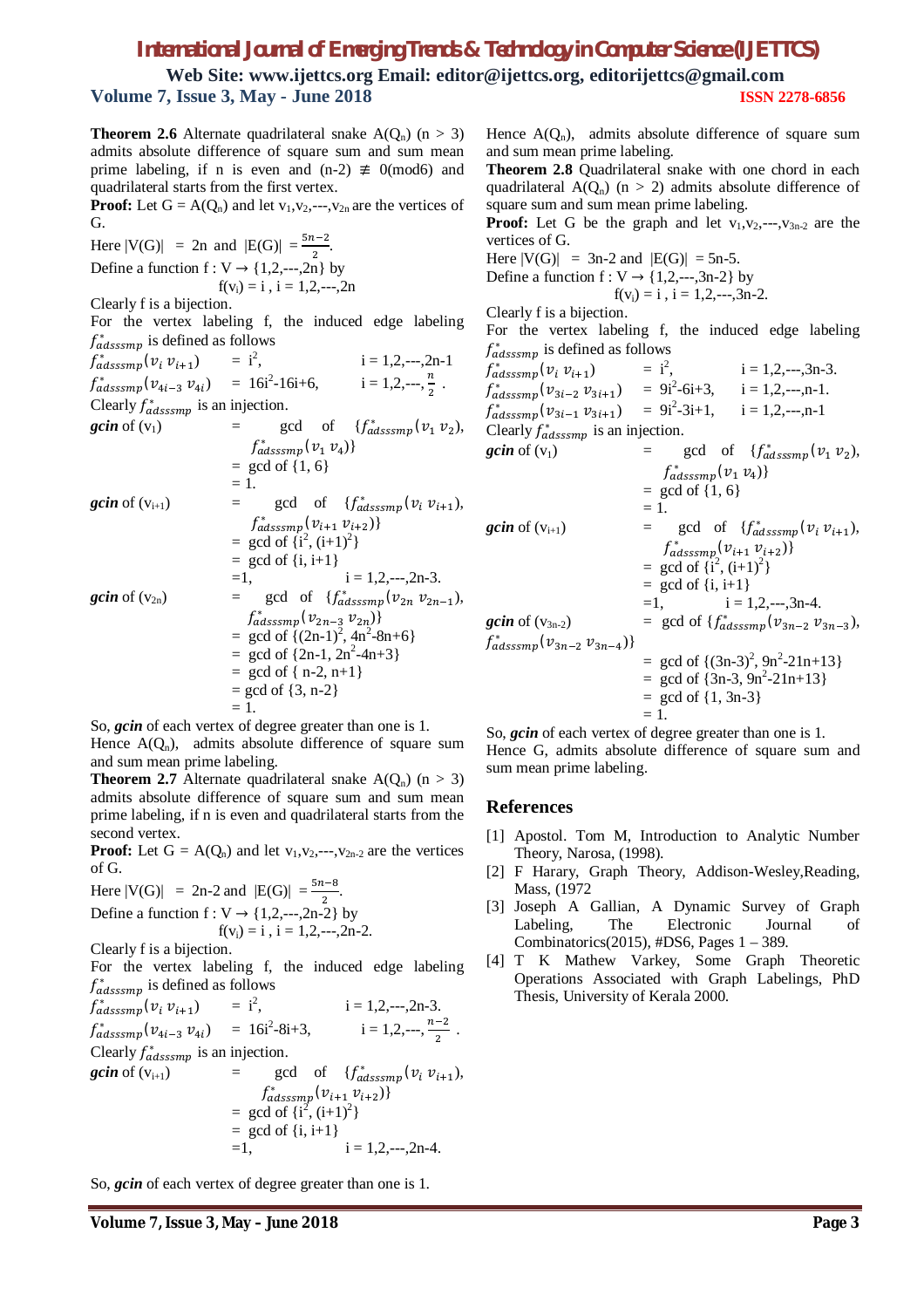**Theorem 2.6** Alternate quadrilateral snake $A(Q_n)$ $(n > 3)$ admits absolute difference of square sum and sum mean prime labeling, if n is even and $(n-2) \not\equiv 0(\text{mod}6)$ and quadrilateral starts from the first vertex.

**Proof:** Let $G = A(Q_n)$ and let $v_1,v_2,---,v_{2n}$ are the vertices of G.

Here $|V(G)| = 2n$ and $|E(G)| = \frac{5n-2}{2}$.

Define a function $f : V \rightarrow \{1,2,---,2n\}$ by

$$f(v_i) = i \text{ , } i = 1,2,---,2n$$

Clearly f is a bijection.

For the vertex labeling f, the induced edge labeling $f^*_{adsssmp}$ is defined as follows

$f^*_{adsssmp}(v_i\, v_{i+1}) = i^2$, $\quad i = 1,2,---,2n-1$

$f^*_{adsssmp}(v_{4i-3}\, v_{4i}) = 16i^2-16i+6$, $\quad i = 1,2,---,\frac{n}{2}$.

Clearly $f^*_{adsssmp}$ is an injection.

***gcin*** of $(v_1)$ = gcd of $\{f^*_{adsssmp}(v_1\, v_2), f^*_{adsssmp}(v_1\, v_4)\}$
= gcd of {1, 6}
= 1.

***gcin*** of $(v_{i+1})$ = gcd of $\{f^*_{adsssmp}(v_i\, v_{i+1}), f^*_{adsssmp}(v_{i+1}\, v_{i+2})\}$
= gcd of $\{i^2, (i+1)^2\}$
= gcd of $\{i, i+1\}$
$=1$, $\quad i = 1,2,---,2n-3$.

***gcin*** of $(v_{2n})$ = gcd of $\{f^*_{adsssmp}(v_{2n}\, v_{2n-1}), f^*_{adsssmp}(v_{2n-3}\, v_{2n})\}$
= gcd of $\{(2n-1)^2, 4n^2-8n+6\}$
= gcd of $\{2n-1, 2n^2-4n+3\}$
= gcd of $\{n-2, n+1\}$
= gcd of $\{3, n-2\}$
= 1.

So, ***gcin*** of each vertex of degree greater than one is 1.

Hence $A(Q_n)$, admits absolute difference of square sum and sum mean prime labeling.

**Theorem 2.7** Alternate quadrilateral snake $A(Q_n)$ $(n > 3)$ admits absolute difference of square sum and sum mean prime labeling, if n is even and quadrilateral starts from the second vertex.

**Proof:** Let $G = A(Q_n)$ and let $v_1,v_2,---,v_{2n-2}$ are the vertices of G.

Here $|V(G)| = 2n-2$ and $|E(G)| = \frac{5n-8}{2}$.

Define a function $f : V \rightarrow \{1,2,---,2n-2\}$ by

$$f(v_i) = i \text{ , } i = 1,2,---,2n-2.$$

Clearly f is a bijection.

For the vertex labeling f, the induced edge labeling $f^*_{adsssmp}$ is defined as follows

$f^*_{adsssmp}(v_i\, v_{i+1}) = i^2$, $\quad i = 1,2,---,2n-3$.

$f^*_{adsssmp}(v_{4i-3}\, v_{4i}) = 16i^2-8i+3$, $\quad i = 1,2,---,\frac{n-2}{2}$.

Clearly $f^*_{adsssmp}$ is an injection.

***gcin*** of $(v_{i+1})$ = gcd of $\{f^*_{adsssmp}(v_i\, v_{i+1}), f^*_{adsssmp}(v_{i+1}\, v_{i+2})\}$
= gcd of $\{i^2, (i+1)^2\}$
= gcd of $\{i, i+1\}$
$=1$, $\quad i = 1,2,---,2n-4$.

So, ***gcin*** of each vertex of degree greater than one is 1.

Hence $A(Q_n)$, admits absolute difference of square sum and sum mean prime labeling.

**Theorem 2.8** Quadrilateral snake with one chord in each quadrilateral $A(Q_n)$ $(n > 2)$ admits absolute difference of square sum and sum mean prime labeling.

**Proof:** Let G be the graph and let $v_1,v_2,---,v_{3n-2}$ are the vertices of G.

Here $|V(G)| = 3n-2$ and $|E(G)| = 5n-5$.

Define a function $f : V \rightarrow \{1,2,---,3n-2\}$ by

$$f(v_i) = i \text{ , } i = 1,2,---,3n-2.$$

Clearly f is a bijection.

For the vertex labeling f, the induced edge labeling $f^*_{adsssmp}$ is defined as follows

$f^*_{adsssmp}(v_i\, v_{i+1}) = i^2$, $\quad i = 1,2,---,3n-3$.

$f^*_{adsssmp}(v_{3i-2}\, v_{3i+1}) = 9i^2-6i+3$, $\quad i = 1,2,---,n-1$.

$f^*_{adsssmp}(v_{3i-1}\, v_{3i+1}) = 9i^2-3i+1$, $\quad i = 1,2,---,n-1$

Clearly $f^*_{adsssmp}$ is an injection.

***gcin*** of $(v_1)$ = gcd of $\{f^*_{adsssmp}(v_1\, v_2), f^*_{adsssmp}(v_1\, v_4)\}$
= gcd of {1, 6}
= 1.

***gcin*** of $(v_{i+1})$ = gcd of $\{f^*_{adsssmp}(v_i\, v_{i+1}), f^*_{adsssmp}(v_{i+1}\, v_{i+2})\}$
= gcd of $\{i^2, (i+1)^2\}$
= gcd of $\{i, i+1\}$
$=1$, $\quad i = 1,2,---,3n-4$.

***gcin*** of $(v_{3n-2})$ = gcd of $\{f^*_{adsssmp}(v_{3n-2}\, v_{3n-3}), f^*_{adsssmp}(v_{3n-2}\, v_{3n-4})\}$
= gcd of $\{(3n-3)^2, 9n^2-21n+13\}$
= gcd of $\{3n-3, 9n^2-21n+13\}$
= gcd of $\{1, 3n-3\}$
= 1.

So, ***gcin*** of each vertex of degree greater than one is 1.

Hence G, admits absolute difference of square sum and sum mean prime labeling.

## References

[1] Apostol. Tom M, Introduction to Analytic Number Theory, Narosa, (1998).

[2] F Harary, Graph Theory, Addison-Wesley,Reading, Mass, (1972

[3] Joseph A Gallian, A Dynamic Survey of Graph Labeling, The Electronic Journal of Combinatorics(2015), #DS6, Pages 1 – 389.

[4] T K Mathew Varkey, Some Graph Theoretic Operations Associated with Graph Labelings, PhD Thesis, University of Kerala 2000.